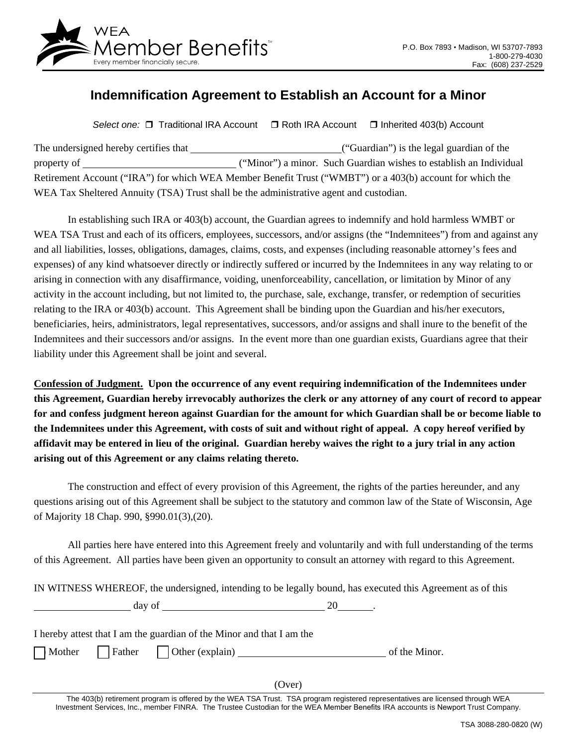WEA Member Benefits™
Every member financially secure.

P.O. Box 7893 • Madison, WI 53707-7893
1-800-279-4030
Fax: (608) 237-2529

# Indemnification Agreement to Establish an Account for a Minor

*Select one:* ☐ Traditional IRA Account ☐ Roth IRA Account ☐ Inherited 403(b) Account

The undersigned hereby certifies that \_\_\_\_\_\_\_\_\_\_\_\_\_\_\_\_\_\_\_\_\_\_\_\_\_\_\_\_\_\_(“Guardian”) is the legal guardian of the property of \_\_\_\_\_\_\_\_\_\_\_\_\_\_\_\_\_\_\_\_\_\_\_\_\_\_\_\_\_\_ (“Minor”) a minor. Such Guardian wishes to establish an Individual Retirement Account (“IRA”) for which WEA Member Benefit Trust (“WMBT”) or a 403(b) account for which the WEA Tax Sheltered Annuity (TSA) Trust shall be the administrative agent and custodian.

In establishing such IRA or 403(b) account, the Guardian agrees to indemnify and hold harmless WMBT or WEA TSA Trust and each of its officers, employees, successors, and/or assigns (the “Indemnitees”) from and against any and all liabilities, losses, obligations, damages, claims, costs, and expenses (including reasonable attorney’s fees and expenses) of any kind whatsoever directly or indirectly suffered or incurred by the Indemnitees in any way relating to or arising in connection with any disaffirmance, voiding, unenforceability, cancellation, or limitation by Minor of any activity in the account including, but not limited to, the purchase, sale, exchange, transfer, or redemption of securities relating to the IRA or 403(b) account. This Agreement shall be binding upon the Guardian and his/her executors, beneficiaries, heirs, administrators, legal representatives, successors, and/or assigns and shall inure to the benefit of the Indemnitees and their successors and/or assigns. In the event more than one guardian exists, Guardians agree that their liability under this Agreement shall be joint and several.

**Confession of Judgment. Upon the occurrence of any event requiring indemnification of the Indemnitees under this Agreement, Guardian hereby irrevocably authorizes the clerk or any attorney of any court of record to appear for and confess judgment hereon against Guardian for the amount for which Guardian shall be or become liable to the Indemnitees under this Agreement, with costs of suit and without right of appeal. A copy hereof verified by affidavit may be entered in lieu of the original. Guardian hereby waives the right to a jury trial in any action arising out of this Agreement or any claims relating thereto.**

The construction and effect of every provision of this Agreement, the rights of the parties hereunder, and any questions arising out of this Agreement shall be subject to the statutory and common law of the State of Wisconsin, Age of Majority 18 Chap. 990, §990.01(3),(20).

All parties here have entered into this Agreement freely and voluntarily and with full understanding of the terms of this Agreement. All parties have been given an opportunity to consult an attorney with regard to this Agreement.

IN WITNESS WHEREOF, the undersigned, intending to be legally bound, has executed this Agreement as of this \_\_\_\_\_\_\_\_\_\_\_\_\_\_\_\_\_\_ day of \_\_\_\_\_\_\_\_\_\_\_\_\_\_\_\_\_\_\_\_\_\_\_\_\_\_\_\_\_\_ 20\_\_\_\_\_\_\_.

I hereby attest that I am the guardian of the Minor and that I am the

☐ Mother ☐ Father ☐ Other (explain) \_\_\_\_\_\_\_\_\_\_\_\_\_\_\_\_\_\_\_\_\_\_\_\_\_\_\_\_ of the Minor.

(Over)

The 403(b) retirement program is offered by the WEA TSA Trust. TSA program registered representatives are licensed through WEA Investment Services, Inc., member FINRA. The Trustee Custodian for the WEA Member Benefits IRA accounts is Newport Trust Company.

TSA 3088-280-0820 (W)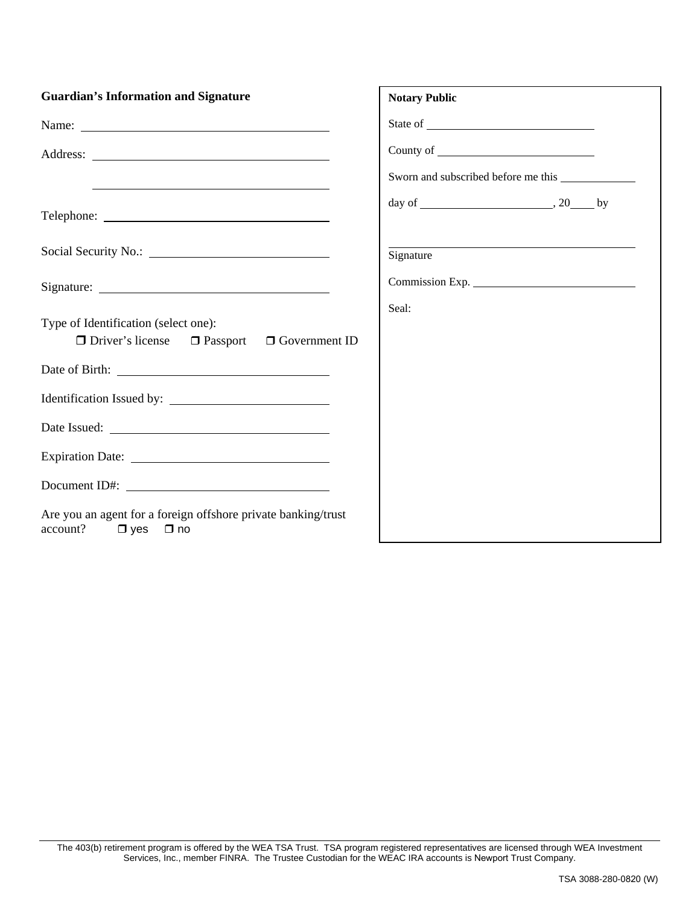**Guardian's Information and Signature**

Name: \_\_\_\_\_\_\_\_\_\_\_\_\_\_\_\_\_\_\_\_\_\_\_\_\_\_\_\_\_\_\_\_\_\_\_\_

Address: \_\_\_\_\_\_\_\_\_\_\_\_\_\_\_\_\_\_\_\_\_\_\_\_\_\_\_\_\_\_\_\_\_\_\_\_

\_\_\_\_\_\_\_\_\_\_\_\_\_\_\_\_\_\_\_\_\_\_\_\_\_\_\_\_\_\_\_\_\_\_\_\_

Telephone: \_\_\_\_\_\_\_\_\_\_\_\_\_\_\_\_\_\_\_\_\_\_\_\_\_\_\_\_\_\_\_\_\_\_\_\_

Social Security No.: \_\_\_\_\_\_\_\_\_\_\_\_\_\_\_\_\_\_\_\_\_\_\_\_\_\_\_\_

Signature: \_\_\_\_\_\_\_\_\_\_\_\_\_\_\_\_\_\_\_\_\_\_\_\_\_\_\_\_\_\_\_\_\_\_\_\_

Type of Identification (select one):

❒ Driver's license ❒ Passport ❒ Government ID

Date of Birth: \_\_\_\_\_\_\_\_\_\_\_\_\_\_\_\_\_\_\_\_\_\_\_\_\_\_\_\_\_\_\_\_

Identification Issued by: \_\_\_\_\_\_\_\_\_\_\_\_\_\_\_\_\_\_\_\_\_\_\_\_

Date Issued: \_\_\_\_\_\_\_\_\_\_\_\_\_\_\_\_\_\_\_\_\_\_\_\_\_\_\_\_\_\_\_\_\_\_

Expiration Date: \_\_\_\_\_\_\_\_\_\_\_\_\_\_\_\_\_\_\_\_\_\_\_\_\_\_\_\_\_\_

Document ID#: \_\_\_\_\_\_\_\_\_\_\_\_\_\_\_\_\_\_\_\_\_\_\_\_\_\_\_\_\_\_\_\_

Are you an agent for a foreign offshore private banking/trust account? ❒ yes ❒ no

**Notary Public**

State of \_\_\_\_\_\_\_\_\_\_\_\_\_\_\_\_\_\_\_\_\_\_\_\_\_\_\_\_

County of \_\_\_\_\_\_\_\_\_\_\_\_\_\_\_\_\_\_\_\_\_\_\_\_\_\_\_\_

Sworn and subscribed before me this \_\_\_\_\_\_\_\_\_\_\_\_

day of \_\_\_\_\_\_\_\_\_\_\_\_\_\_\_\_\_\_\_\_\_\_\_\_, 20\_\_\_\_ by

\_\_\_\_\_\_\_\_\_\_\_\_\_\_\_\_\_\_\_\_\_\_\_\_\_\_\_\_\_\_\_\_\_\_\_\_\_\_\_\_\_\_\_\_

Signature

Commission Exp. \_\_\_\_\_\_\_\_\_\_\_\_\_\_\_\_\_\_\_\_\_\_\_\_\_\_\_\_

Seal:

The 403(b) retirement program is offered by the WEA TSA Trust. TSA program registered representatives are licensed through WEA Investment Services, Inc., member FINRA. The Trustee Custodian for the WEAC IRA accounts is Newport Trust Company.

TSA 3088-280-0820 (W)